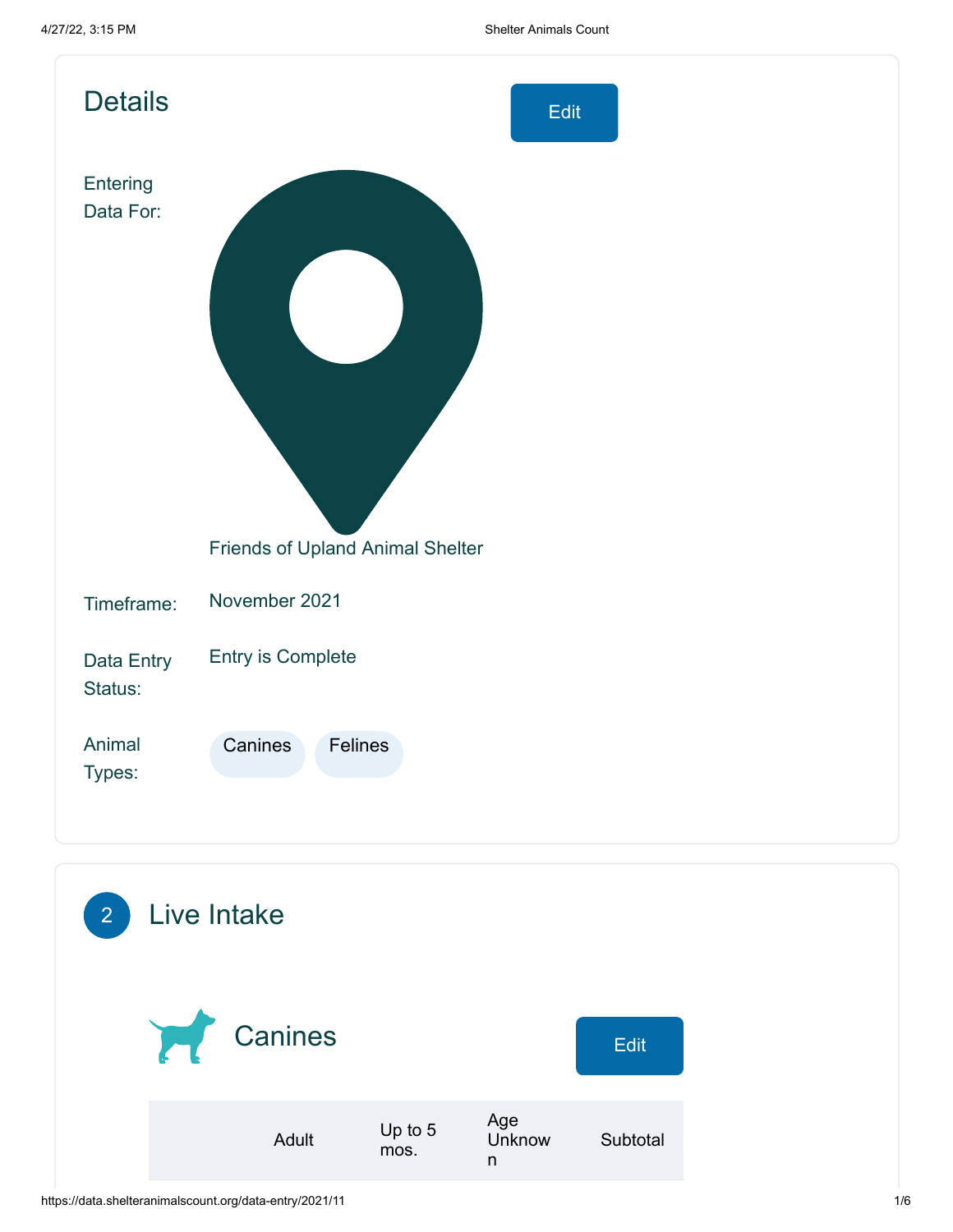## Details

Edit

Entering Data For: Friends of Upland Animal Shelter

Timeframe: November 2021

Data Entry Status: Entry is Complete

Animal Types: Canines Felines

## 2 Live Intake

### Canines

Edit

| | Adult | Up to 5 mos. | Age Unknown | Subtotal |
|---|---|---|---|---|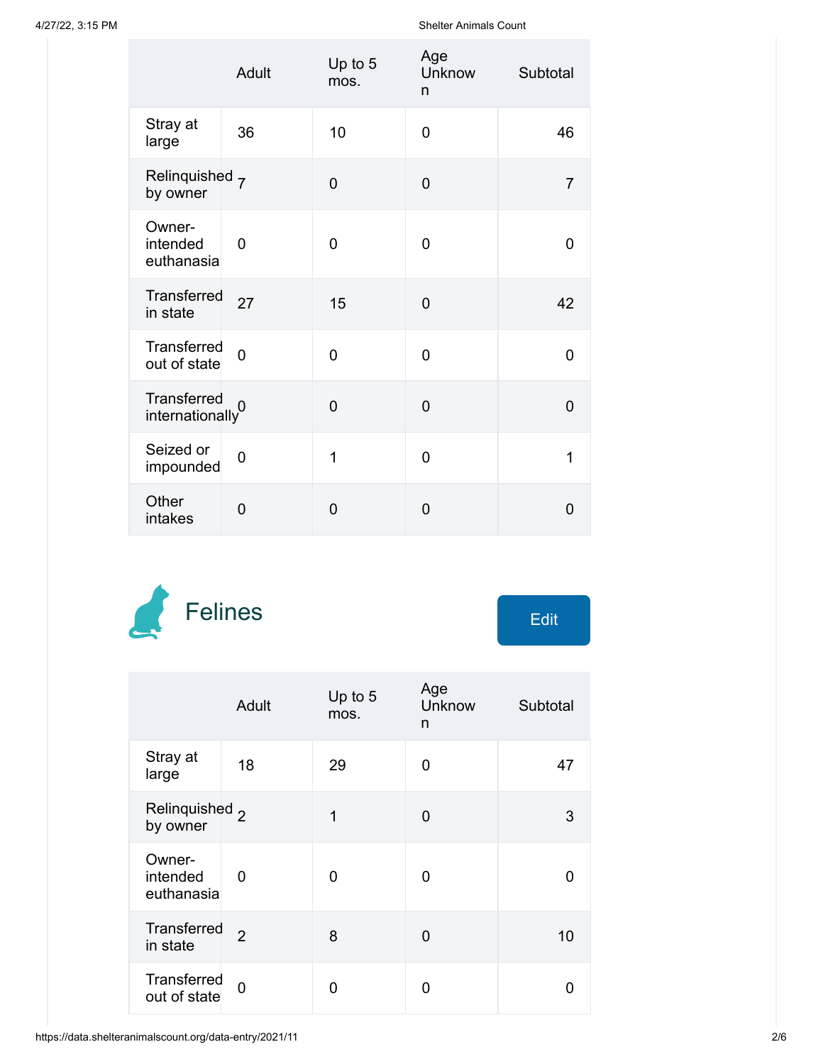| | Adult | Up to 5 mos. | Age Unknown | Subtotal |
|---|---|---|---|---|
| Stray at large | 36 | 10 | 0 | 46 |
| Relinquished by owner | 7 | 0 | 0 | 7 |
| Owner-intended euthanasia | 0 | 0 | 0 | 0 |
| Transferred in state | 27 | 15 | 0 | 42 |
| Transferred out of state | 0 | 0 | 0 | 0 |
| Transferred internationally | 0 | 0 | 0 | 0 |
| Seized or impounded | 0 | 1 | 0 | 1 |
| Other intakes | 0 | 0 | 0 | 0 |

## Felines

Edit

| | Adult | Up to 5 mos. | Age Unknown | Subtotal |
|---|---|---|---|---|
| Stray at large | 18 | 29 | 0 | 47 |
| Relinquished by owner | 2 | 1 | 0 | 3 |
| Owner-intended euthanasia | 0 | 0 | 0 | 0 |
| Transferred in state | 2 | 8 | 0 | 10 |
| Transferred out of state | 0 | 0 | 0 | 0 |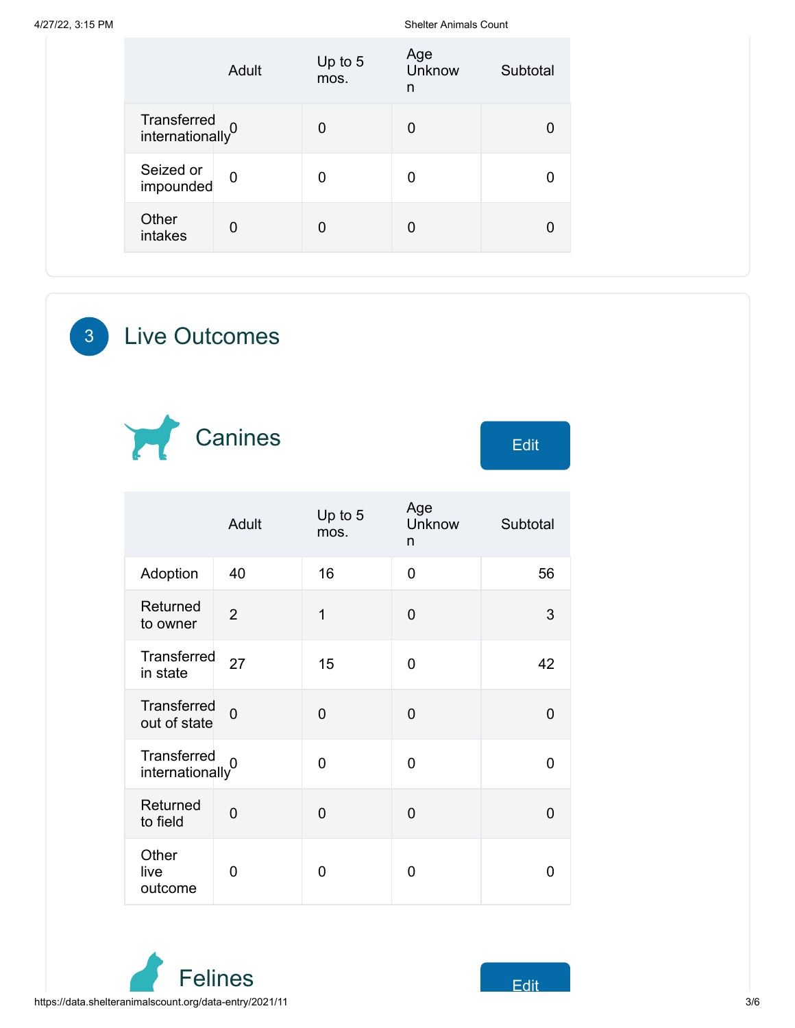| | Adult | Up to 5 mos. | Age Unknown | Subtotal |
|---|---|---|---|---|
| Transferred internationally | 0 | 0 | 0 | 0 |
| Seized or impounded | 0 | 0 | 0 | 0 |
| Other intakes | 0 | 0 | 0 | 0 |

## 3 Live Outcomes

### Canines

Edit

| | Adult | Up to 5 mos. | Age Unknown | Subtotal |
|---|---|---|---|---|
| Adoption | 40 | 16 | 0 | 56 |
| Returned to owner | 2 | 1 | 0 | 3 |
| Transferred in state | 27 | 15 | 0 | 42 |
| Transferred out of state | 0 | 0 | 0 | 0 |
| Transferred internationally | 0 | 0 | 0 | 0 |
| Returned to field | 0 | 0 | 0 | 0 |
| Other live outcome | 0 | 0 | 0 | 0 |

### Felines

Edit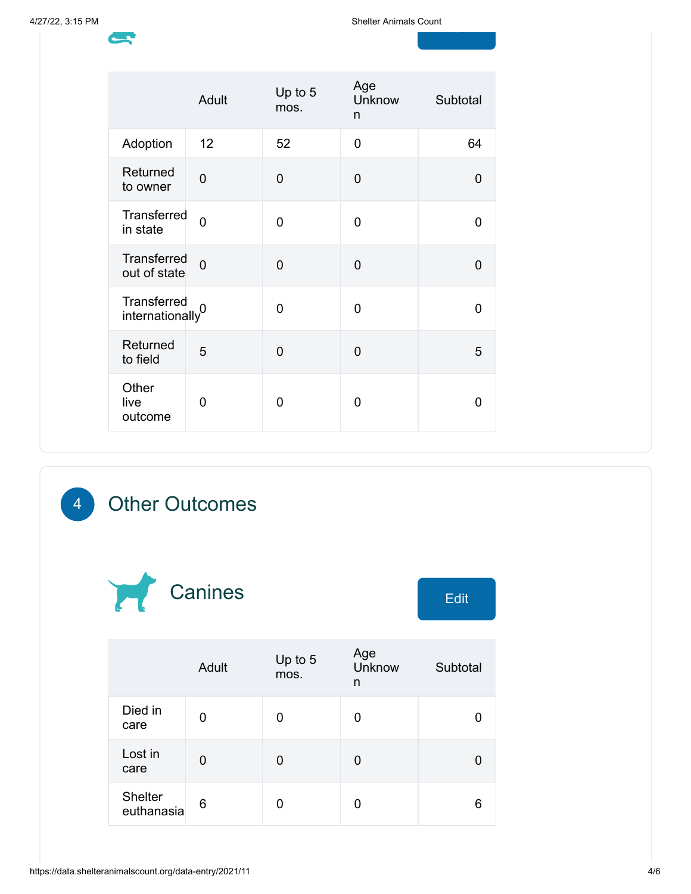| | Adult | Up to 5 mos. | Age Unknown | Subtotal |
|---|---|---|---|---|
| Adoption | 12 | 52 | 0 | 64 |
| Returned to owner | 0 | 0 | 0 | 0 |
| Transferred in state | 0 | 0 | 0 | 0 |
| Transferred out of state | 0 | 0 | 0 | 0 |
| Transferred internationally | 0 | 0 | 0 | 0 |
| Returned to field | 5 | 0 | 0 | 5 |
| Other live outcome | 0 | 0 | 0 | 0 |

## 4 Other Outcomes

### Canines

Edit

| | Adult | Up to 5 mos. | Age Unknown | Subtotal |
|---|---|---|---|---|
| Died in care | 0 | 0 | 0 | 0 |
| Lost in care | 0 | 0 | 0 | 0 |
| Shelter euthanasia | 6 | 0 | 0 | 6 |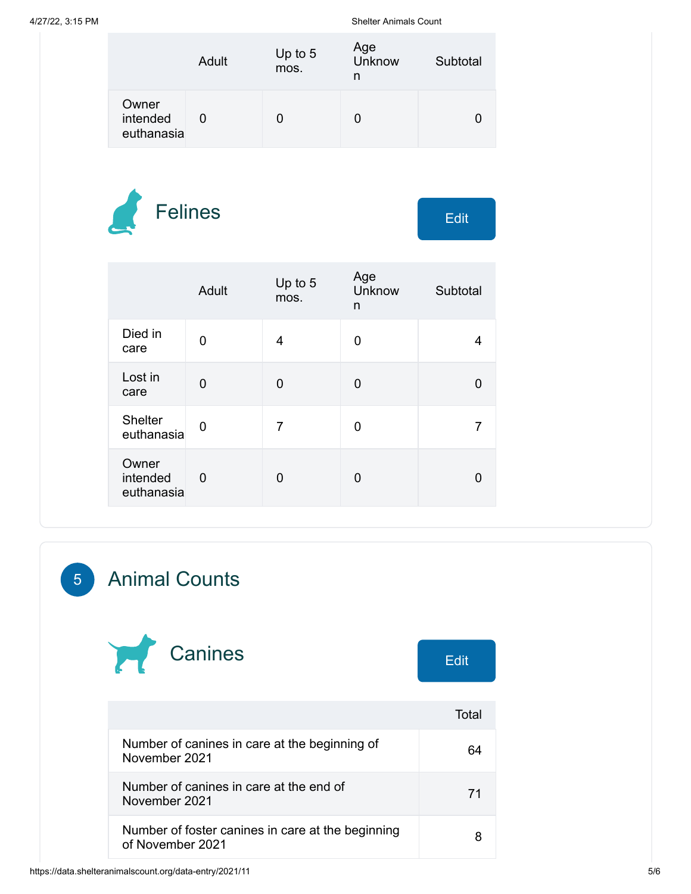| | Adult | Up to 5 mos. | Age Unknown | Subtotal |
|---|---|---|---|---|
| Owner intended euthanasia | 0 | 0 | 0 | 0 |

## Felines

Edit

| | Adult | Up to 5 mos. | Age Unknown | Subtotal |
|---|---|---|---|---|
| Died in care | 0 | 4 | 0 | 4 |
| Lost in care | 0 | 0 | 0 | 0 |
| Shelter euthanasia | 0 | 7 | 0 | 7 |
| Owner intended euthanasia | 0 | 0 | 0 | 0 |

# 5 Animal Counts

## Canines

Edit

| | Total |
|---|---|
| Number of canines in care at the beginning of November 2021 | 64 |
| Number of canines in care at the end of November 2021 | 71 |
| Number of foster canines in care at the beginning of November 2021 | 8 |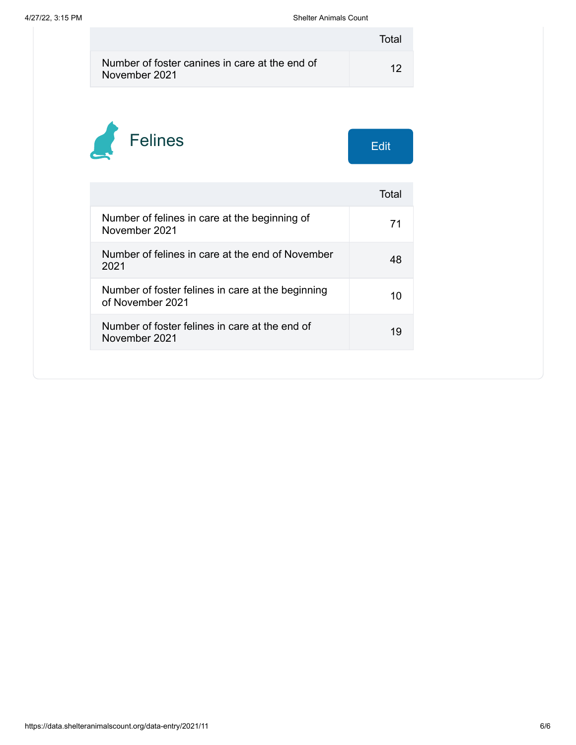| | Total |
|---|---|
| Number of foster canines in care at the end of November 2021 | 12 |

## Felines

Edit

| | Total |
|---|---|
| Number of felines in care at the beginning of November 2021 | 71 |
| Number of felines in care at the end of November 2021 | 48 |
| Number of foster felines in care at the beginning of November 2021 | 10 |
| Number of foster felines in care at the end of November 2021 | 19 |